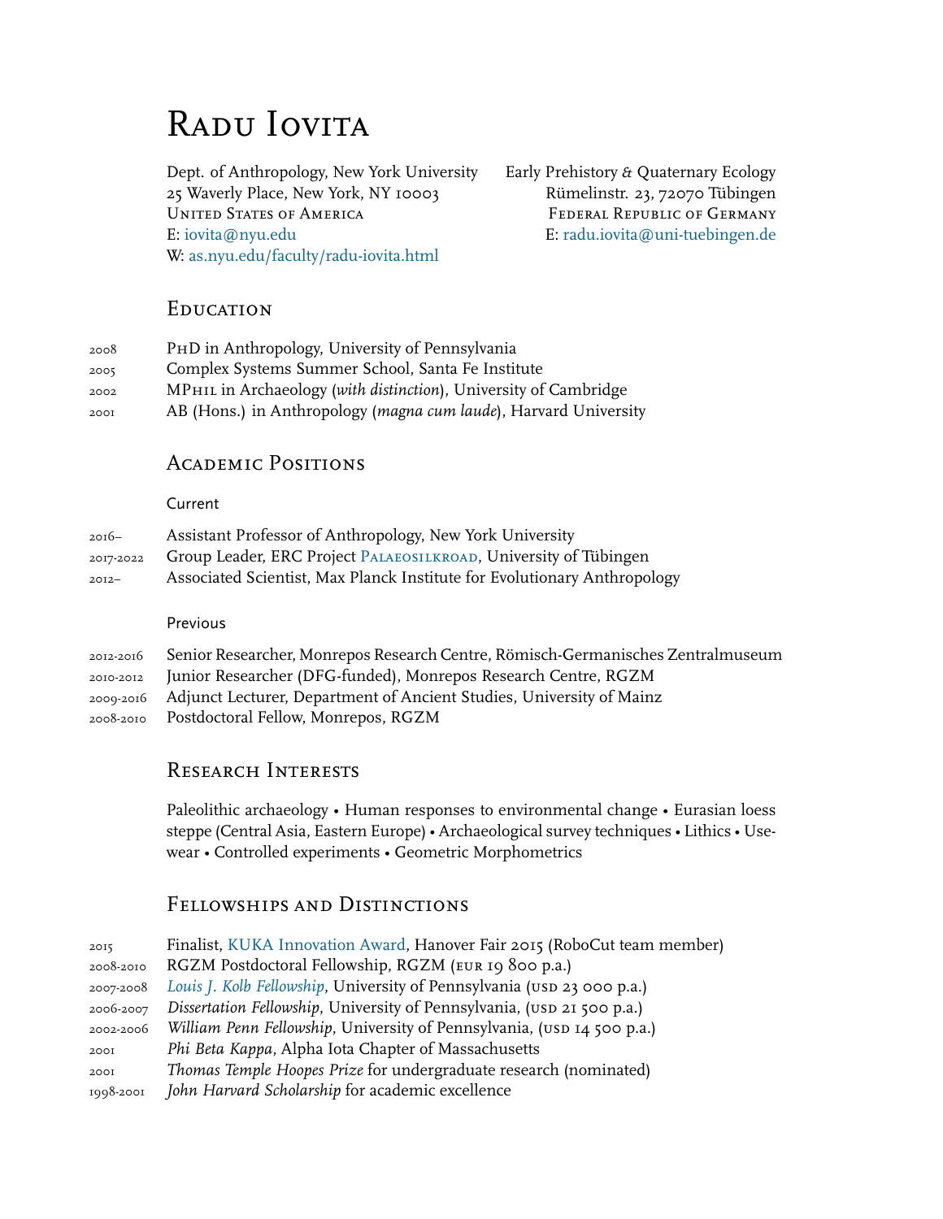# Radu Iovita

Dept. of Anthropology, New York University
25 Waverly Place, New York, NY 10003
United States of America
E: iovita@nyu.edu
W: as.nyu.edu/faculty/radu-iovita.html

Early Prehistory & Quaternary Ecology
Rümelinstr. 23, 72070 Tübingen
Federal Republic of Germany
E: radu.iovita@uni-tuebingen.de

## Education

| | |
|---|---|
| 2008 | PhD in Anthropology, University of Pennsylvania |
| 2005 | Complex Systems Summer School, Santa Fe Institute |
| 2002 | MPhil in Archaeology (*with distinction*), University of Cambridge |
| 2001 | AB (Hons.) in Anthropology (*magna cum laude*), Harvard University |

## Academic Positions

### Current

| | |
|---|---|
| 2016– | Assistant Professor of Anthropology, New York University |
| 2017-2022 | Group Leader, ERC Project Palaeosilkroad, University of Tübingen |
| 2012– | Associated Scientist, Max Planck Institute for Evolutionary Anthropology |

### Previous

| | |
|---|---|
| 2012-2016 | Senior Researcher, Monrepos Research Centre, Römisch-Germanisches Zentralmuseum |
| 2010-2012 | Junior Researcher (DFG-funded), Monrepos Research Centre, RGZM |
| 2009-2016 | Adjunct Lecturer, Department of Ancient Studies, University of Mainz |
| 2008-2010 | Postdoctoral Fellow, Monrepos, RGZM |

## Research Interests

Paleolithic archaeology • Human responses to environmental change • Eurasian loess steppe (Central Asia, Eastern Europe) • Archaeological survey techniques • Lithics • Use-wear • Controlled experiments • Geometric Morphometrics

## Fellowships and Distinctions

| | |
|---|---|
| 2015 | Finalist, KUKA Innovation Award, Hanover Fair 2015 (RoboCut team member) |
| 2008-2010 | RGZM Postdoctoral Fellowship, RGZM (EUR 19 800 p.a.) |
| 2007-2008 | *Louis J. Kolb Fellowship*, University of Pennsylvania (USD 23 000 p.a.) |
| 2006-2007 | *Dissertation Fellowship*, University of Pennsylvania, (USD 21 500 p.a.) |
| 2002-2006 | *William Penn Fellowship*, University of Pennsylvania, (USD 14 500 p.a.) |
| 2001 | *Phi Beta Kappa*, Alpha Iota Chapter of Massachusetts |
| 2001 | *Thomas Temple Hoopes Prize* for undergraduate research (nominated) |
| 1998-2001 | *John Harvard Scholarship* for academic excellence |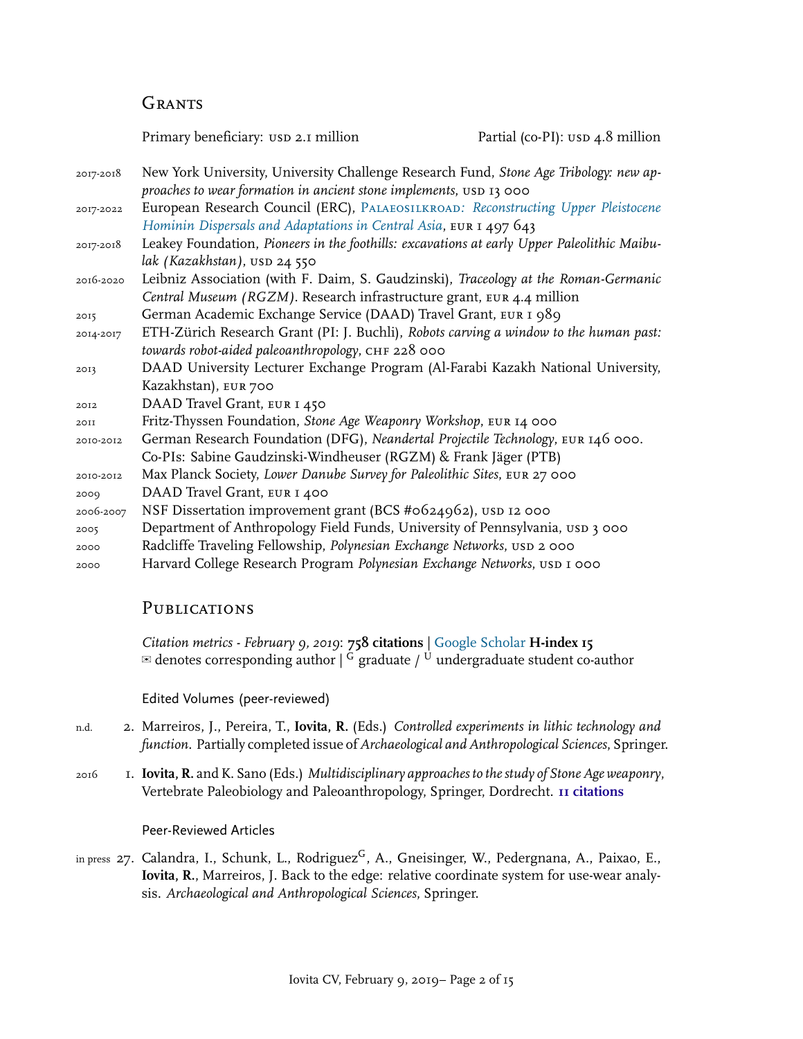## Grants

Primary beneficiary: USD 2.1 million — Partial (co-PI): USD 4.8 million

- 2017-2018 New York University, University Challenge Research Fund, *Stone Age Tribology: new approaches to wear formation in ancient stone implements*, USD 13 000
- 2017-2022 European Research Council (ERC), *PALAEOSILKROAD: Reconstructing Upper Pleistocene Hominin Dispersals and Adaptations in Central Asia*, EUR 1 497 643
- 2017-2018 Leakey Foundation, *Pioneers in the foothills: excavations at early Upper Paleolithic Maibulak (Kazakhstan)*, USD 24 550
- 2016-2020 Leibniz Association (with F. Daim, S. Gaudzinski), *Traceology at the Roman-Germanic Central Museum (RGZM)*. Research infrastructure grant, EUR 4.4 million
- 2015 German Academic Exchange Service (DAAD) Travel Grant, EUR 1 989
- 2014-2017 ETH-Zürich Research Grant (PI: J. Buchli), *Robots carving a window to the human past: towards robot-aided paleoanthropology*, CHF 228 000
- 2013 DAAD University Lecturer Exchange Program (Al-Farabi Kazakh National University, Kazakhstan), EUR 700
- 2012 DAAD Travel Grant, EUR 1 450
- 2011 Fritz-Thyssen Foundation, *Stone Age Weaponry Workshop*, EUR 14 000
- 2010-2012 German Research Foundation (DFG), *Neandertal Projectile Technology*, EUR 146 000. Co-PIs: Sabine Gaudzinski-Windheuser (RGZM) & Frank Jäger (PTB)
- 2010-2012 Max Planck Society, *Lower Danube Survey for Paleolithic Sites*, EUR 27 000
- 2009 DAAD Travel Grant, EUR 1 400
- 2006-2007 NSF Dissertation improvement grant (BCS #0624962), USD 12 000
- 2005 Department of Anthropology Field Funds, University of Pennsylvania, USD 3 000
- 2000 Radcliffe Traveling Fellowship, *Polynesian Exchange Networks*, USD 2 000
- 2000 Harvard College Research Program *Polynesian Exchange Networks*, USD 1 000

## Publications

*Citation metrics - February 9, 2019*: **758 citations** | Google Scholar **H-index 15**
✉ denotes corresponding author | [G] graduate / [U] undergraduate student co-author

### Edited Volumes (peer-reviewed)

- n.d. 2. Marreiros, J., Pereira, T., **Iovita, R.** (Eds.) *Controlled experiments in lithic technology and function*. Partially completed issue of *Archaeological and Anthropological Sciences*, Springer.
- 2016 1. **Iovita, R.** and K. Sano (Eds.) *Multidisciplinary approaches to the study of Stone Age weaponry*, Vertebrate Paleobiology and Paleoanthropology, Springer, Dordrecht. **11 citations**

### Peer-Reviewed Articles

- in press 27. Calandra, I., Schunk, L., Rodriguez[G], A., Gneisinger, W., Pedergnana, A., Paixao, E., **Iovita, R.**, Marreiros, J. Back to the edge: relative coordinate system for use-wear analysis. *Archaeological and Anthropological Sciences*, Springer.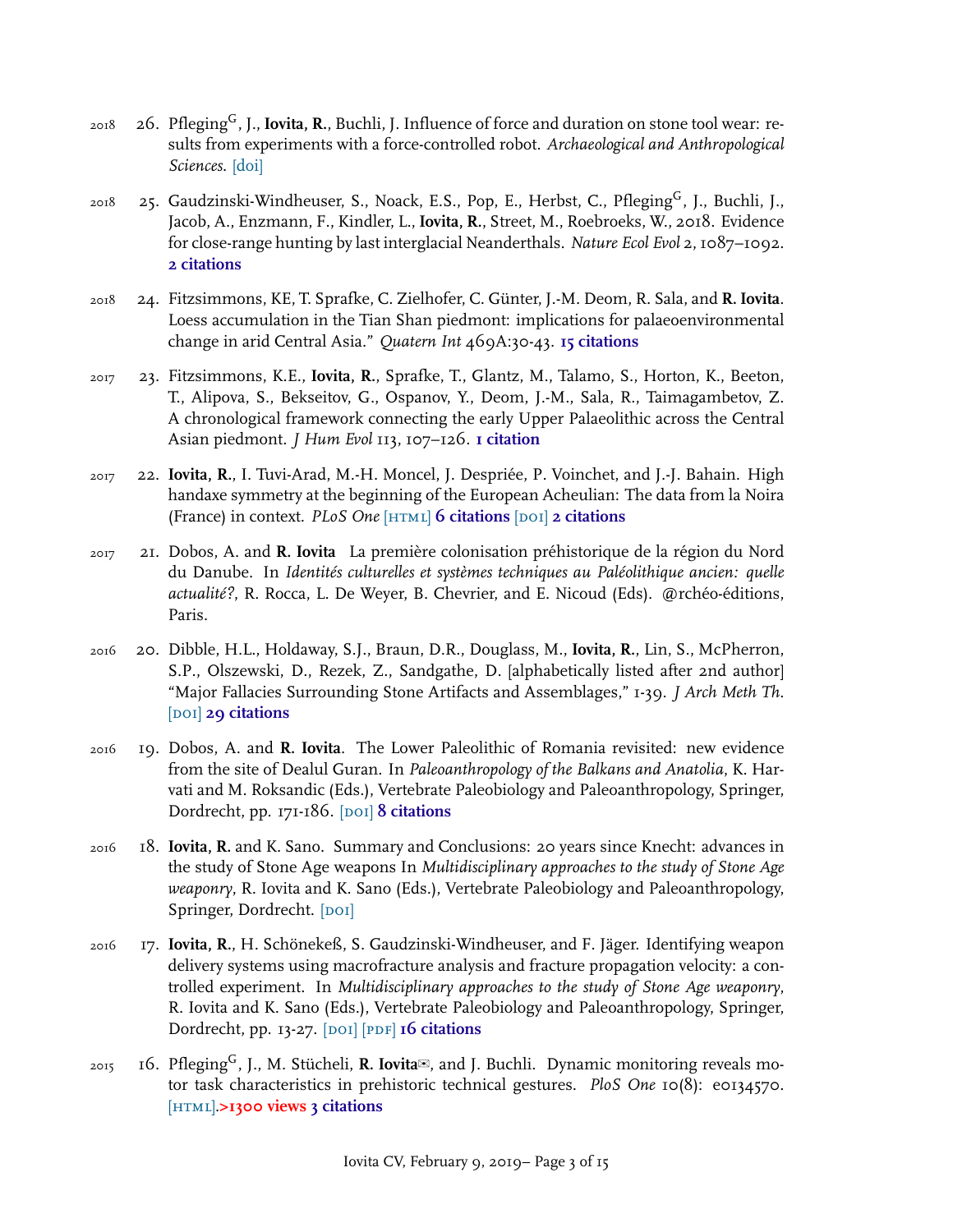2018 26. Pfleging[G], J., **Iovita, R.**, Buchli, J. Influence of force and duration on stone tool wear: results from experiments with a force-controlled robot. *Archaeological and Anthropological Sciences*. [doi]

2018 25. Gaudzinski-Windheuser, S., Noack, E.S., Pop, E., Herbst, C., Pfleging[G], J., Buchli, J., Jacob, A., Enzmann, F., Kindler, L., **Iovita, R.**, Street, M., Roebroeks, W., 2018. Evidence for close-range hunting by last interglacial Neanderthals. *Nature Ecol Evol* 2, 1087–1092. **2 citations**

2018 24. Fitzsimmons, KE, T. Sprafke, C. Zielhofer, C. Günter, J.-M. Deom, R. Sala, and **R. Iovita**. Loess accumulation in the Tian Shan piedmont: implications for palaeoenvironmental change in arid Central Asia." *Quatern Int* 469A:30-43. **15 citations**

2017 23. Fitzsimmons, K.E., **Iovita, R.**, Sprafke, T., Glantz, M., Talamo, S., Horton, K., Beeton, T., Alipova, S., Bekseitov, G., Ospanov, Y., Deom, J.-M., Sala, R., Taimagambetov, Z. A chronological framework connecting the early Upper Palaeolithic across the Central Asian piedmont. *J Hum Evol* 113, 107–126. **1 citation**

2017 22. **Iovita, R.**, I. Tuvi-Arad, M.-H. Moncel, J. Despriée, P. Voinchet, and J.-J. Bahain. High handaxe symmetry at the beginning of the European Acheulian: The data from la Noira (France) in context. *PLoS One* [HTML] **6 citations** [DOI] **2 citations**

2017 21. Dobos, A. and **R. Iovita** La première colonisation préhistorique de la région du Nord du Danube. In *Identités culturelles et systèmes techniques au Paléolithique ancien: quelle actualité?*, R. Rocca, L. De Weyer, B. Chevrier, and E. Nicoud (Eds). @rchéo-éditions, Paris.

2016 20. Dibble, H.L., Holdaway, S.J., Braun, D.R., Douglass, M., **Iovita, R.**, Lin, S., McPherron, S.P., Olszewski, D., Rezek, Z., Sandgathe, D. [alphabetically listed after 2nd author] "Major Fallacies Surrounding Stone Artifacts and Assemblages," 1-39. *J Arch Meth Th*. [DOI] **29 citations**

2016 19. Dobos, A. and **R. Iovita**. The Lower Paleolithic of Romania revisited: new evidence from the site of Dealul Guran. In *Paleoanthropology of the Balkans and Anatolia*, K. Harvati and M. Roksandic (Eds.), Vertebrate Paleobiology and Paleoanthropology, Springer, Dordrecht, pp. 171-186. [DOI] **8 citations**

2016 18. **Iovita, R.** and K. Sano. Summary and Conclusions: 20 years since Knecht: advances in the study of Stone Age weapons In *Multidisciplinary approaches to the study of Stone Age weaponry*, R. Iovita and K. Sano (Eds.), Vertebrate Paleobiology and Paleoanthropology, Springer, Dordrecht. [DOI]

2016 17. **Iovita, R.**, H. Schönekeß, S. Gaudzinski-Windheuser, and F. Jäger. Identifying weapon delivery systems using macrofracture analysis and fracture propagation velocity: a controlled experiment. In *Multidisciplinary approaches to the study of Stone Age weaponry*, R. Iovita and K. Sano (Eds.), Vertebrate Paleobiology and Paleoanthropology, Springer, Dordrecht, pp. 13-27. [DOI] [PDF] **16 citations**

2015 16. Pfleging[G], J., M. Stücheli, **R. Iovita**✉, and J. Buchli. Dynamic monitoring reveals motor task characteristics in prehistoric technical gestures. *PloS One* 10(8): e0134570. [HTML].**>1300 views** **3 citations**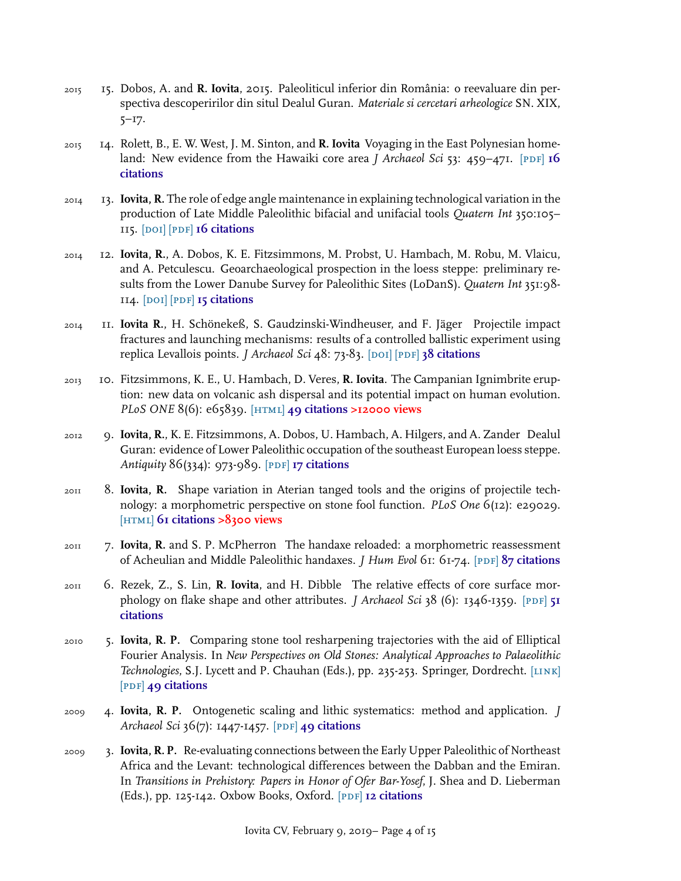2015 15. Dobos, A. and **R. Iovita**, 2015. Paleoliticul inferior din România: o reevaluare din perspectiva descoperirilor din situl Dealul Guran. *Materiale si cercetari arheologice* SN. XIX, 5–17.

2015 14. Rolett, B., E. W. West, J. M. Sinton, and **R. Iovita** Voyaging in the East Polynesian homeland: New evidence from the Hawaiki core area *J Archaeol Sci* 53: 459–471. [PDF] **16 citations**

2014 13. **Iovita, R.** The role of edge angle maintenance in explaining technological variation in the production of Late Middle Paleolithic bifacial and unifacial tools *Quatern Int* 350:105–115. [DOI] [PDF] **16 citations**

2014 12. **Iovita, R.**, A. Dobos, K. E. Fitzsimmons, M. Probst, U. Hambach, M. Robu, M. Vlaicu, and A. Petculescu. Geoarchaeological prospection in the loess steppe: preliminary results from the Lower Danube Survey for Paleolithic Sites (LoDanS). *Quatern Int* 351:98-114. [DOI] [PDF] **15 citations**

2014 11. **Iovita R.**, H. Schönekeß, S. Gaudzinski-Windheuser, and F. Jäger Projectile impact fractures and launching mechanisms: results of a controlled ballistic experiment using replica Levallois points. *J Archaeol Sci* 48: 73-83. [DOI] [PDF] **38 citations**

2013 10. Fitzsimmons, K. E., U. Hambach, D. Veres, **R. Iovita**. The Campanian Ignimbrite eruption: new data on volcanic ash dispersal and its potential impact on human evolution. *PLoS ONE* 8(6): e65839. [HTML] **49 citations >12000 views**

2012 9. **Iovita, R.**, K. E. Fitzsimmons, A. Dobos, U. Hambach, A. Hilgers, and A. Zander Dealul Guran: evidence of Lower Paleolithic occupation of the southeast European loess steppe. *Antiquity* 86(334): 973-989. [PDF] **17 citations**

2011 8. **Iovita, R.** Shape variation in Aterian tanged tools and the origins of projectile technology: a morphometric perspective on stone fool function. *PLoS One* 6(12): e29029. [HTML] **61 citations >8300 views**

2011 7. **Iovita, R.** and S. P. McPherron The handaxe reloaded: a morphometric reassessment of Acheulian and Middle Paleolithic handaxes. *J Hum Evol* 61: 61-74. [PDF] **87 citations**

2011 6. Rezek, Z., S. Lin, **R. Iovita**, and H. Dibble The relative effects of core surface morphology on flake shape and other attributes. *J Archaeol Sci* 38 (6): 1346-1359. [PDF] **51 citations**

2010 5. **Iovita, R. P.** Comparing stone tool resharpening trajectories with the aid of Elliptical Fourier Analysis. In *New Perspectives on Old Stones: Analytical Approaches to Palaeolithic Technologies*, S.J. Lycett and P. Chauhan (Eds.), pp. 235-253. Springer, Dordrecht. [LINK] [PDF] **49 citations**

2009 4. **Iovita, R. P.** Ontogenetic scaling and lithic systematics: method and application. *J Archaeol Sci* 36(7): 1447-1457. [PDF] **49 citations**

2009 3. **Iovita, R. P.** Re-evaluating connections between the Early Upper Paleolithic of Northeast Africa and the Levant: technological differences between the Dabban and the Emiran. In *Transitions in Prehistory: Papers in Honor of Ofer Bar-Yosef*, J. Shea and D. Lieberman (Eds.), pp. 125-142. Oxbow Books, Oxford. [PDF] **12 citations**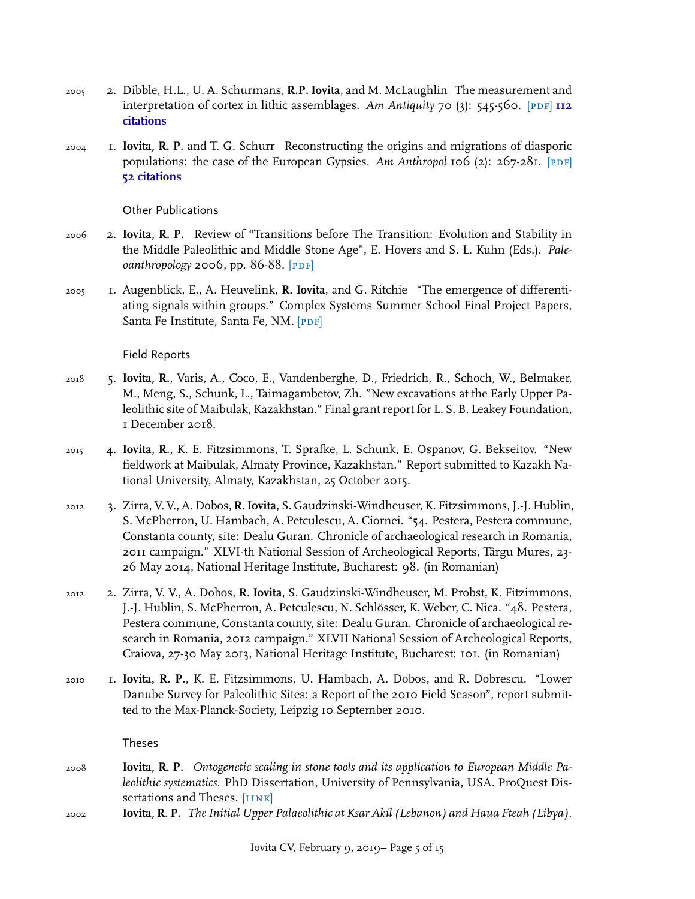2005 2. Dibble, H.L., U. A. Schurmans, **R.P. Iovita**, and M. McLaughlin The measurement and interpretation of cortex in lithic assemblages. *Am Antiquity* 70 (3): 545-560. [PDF] **112 citations**

2004 1. **Iovita, R. P.** and T. G. Schurr Reconstructing the origins and migrations of diasporic populations: the case of the European Gypsies. *Am Anthropol* 106 (2): 267-281. [PDF] **52 citations**

### Other Publications

2006 2. **Iovita, R. P.** Review of "Transitions before The Transition: Evolution and Stability in the Middle Paleolithic and Middle Stone Age", E. Hovers and S. L. Kuhn (Eds.). *Paleoanthropology* 2006, pp. 86-88. [PDF]

2005 1. Augenblick, E., A. Heuvelink, **R. Iovita**, and G. Ritchie "The emergence of differentiating signals within groups." Complex Systems Summer School Final Project Papers, Santa Fe Institute, Santa Fe, NM. [PDF]

### Field Reports

2018 5. **Iovita, R.**, Varis, A., Coco, E., Vandenberghe, D., Friedrich, R., Schoch, W., Belmaker, M., Meng, S., Schunk, L., Taimagambetov, Zh. "New excavations at the Early Upper Paleolithic site of Maibulak, Kazakhstan." Final grant report for L. S. B. Leakey Foundation, 1 December 2018.

2015 4. **Iovita, R.**, K. E. Fitzsimmons, T. Sprafke, L. Schunk, E. Ospanov, G. Bekseitov. "New fieldwork at Maibulak, Almaty Province, Kazakhstan." Report submitted to Kazakh National University, Almaty, Kazakhstan, 25 October 2015.

2012 3. Zirra, V. V., A. Dobos, **R. Iovita**, S. Gaudzinski-Windheuser, K. Fitzsimmons, J.-J. Hublin, S. McPherron, U. Hambach, A. Petculescu, A. Ciornei. "54. Pestera, Pestera commune, Constanta county, site: Dealu Guran. Chronicle of archaeological research in Romania, 2011 campaign." XLVI-th National Session of Archeological Reports, Târgu Mures, 23-26 May 2014, National Heritage Institute, Bucharest: 98. (in Romanian)

2012 2. Zirra, V. V., A. Dobos, **R. Iovita**, S. Gaudzinski-Windheuser, M. Probst, K. Fitzimmons, J.-J. Hublin, S. McPherron, A. Petculescu, N. Schlösser, K. Weber, C. Nica. "48. Pestera, Pestera commune, Constanta county, site: Dealu Guran. Chronicle of archaeological research in Romania, 2012 campaign." XLVII National Session of Archeological Reports, Craiova, 27-30 May 2013, National Heritage Institute, Bucharest: 101. (in Romanian)

2010 1. **Iovita, R. P.**, K. E. Fitzsimmons, U. Hambach, A. Dobos, and R. Dobrescu. "Lower Danube Survey for Paleolithic Sites: a Report of the 2010 Field Season", report submitted to the Max-Planck-Society, Leipzig 10 September 2010.

### Theses

2008 **Iovita, R. P.** *Ontogenetic scaling in stone tools and its application to European Middle Paleolithic systematics.* PhD Dissertation, University of Pennsylvania, USA. ProQuest Dissertations and Theses. [LINK]

2002 **Iovita, R. P.** *The Initial Upper Palaeolithic at Ksar Akil (Lebanon) and Haua Fteah (Libya).*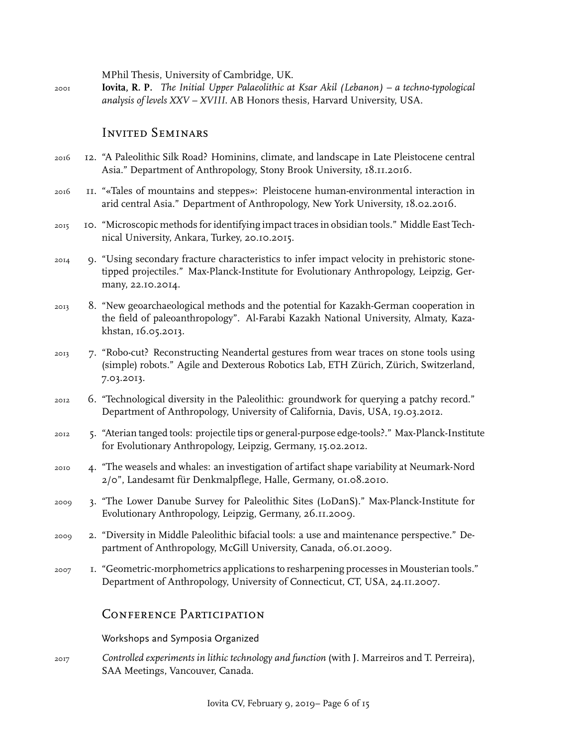MPhil Thesis, University of Cambridge, UK.

2001 **Iovita, R. P.** *The Initial Upper Palaeolithic at Ksar Akil (Lebanon) – a techno-typological analysis of levels XXV – XVIII*. AB Honors thesis, Harvard University, USA.

## Invited Seminars

2016 12. "A Paleolithic Silk Road? Hominins, climate, and landscape in Late Pleistocene central Asia." Department of Anthropology, Stony Brook University, 18.11.2016.

2016 11. "«Tales of mountains and steppes»: Pleistocene human-environmental interaction in arid central Asia." Department of Anthropology, New York University, 18.02.2016.

2015 10. "Microscopic methods for identifying impact traces in obsidian tools." Middle East Technical University, Ankara, Turkey, 20.10.2015.

2014 9. "Using secondary fracture characteristics to infer impact velocity in prehistoric stone-tipped projectiles." Max-Planck-Institute for Evolutionary Anthropology, Leipzig, Germany, 22.10.2014.

2013 8. "New geoarchaeological methods and the potential for Kazakh-German cooperation in the field of paleoanthropology". Al-Farabi Kazakh National University, Almaty, Kazakhstan, 16.05.2013.

2013 7. "Robo-cut? Reconstructing Neandertal gestures from wear traces on stone tools using (simple) robots." Agile and Dexterous Robotics Lab, ETH Zürich, Zürich, Switzerland, 7.03.2013.

2012 6. "Technological diversity in the Paleolithic: groundwork for querying a patchy record." Department of Anthropology, University of California, Davis, USA, 19.03.2012.

2012 5. "Aterian tanged tools: projectile tips or general-purpose edge-tools?." Max-Planck-Institute for Evolutionary Anthropology, Leipzig, Germany, 15.02.2012.

2010 4. "The weasels and whales: an investigation of artifact shape variability at Neumark-Nord 2/0", Landesamt für Denkmalpflege, Halle, Germany, 01.08.2010.

2009 3. "The Lower Danube Survey for Paleolithic Sites (LoDanS)." Max-Planck-Institute for Evolutionary Anthropology, Leipzig, Germany, 26.11.2009.

2009 2. "Diversity in Middle Paleolithic bifacial tools: a use and maintenance perspective." Department of Anthropology, McGill University, Canada, 06.01.2009.

2007 1. "Geometric-morphometrics applications to resharpening processes in Mousterian tools." Department of Anthropology, University of Connecticut, CT, USA, 24.11.2007.

## Conference Participation

### Workshops and Symposia Organized

2017 *Controlled experiments in lithic technology and function* (with J. Marreiros and T. Perreira), SAA Meetings, Vancouver, Canada.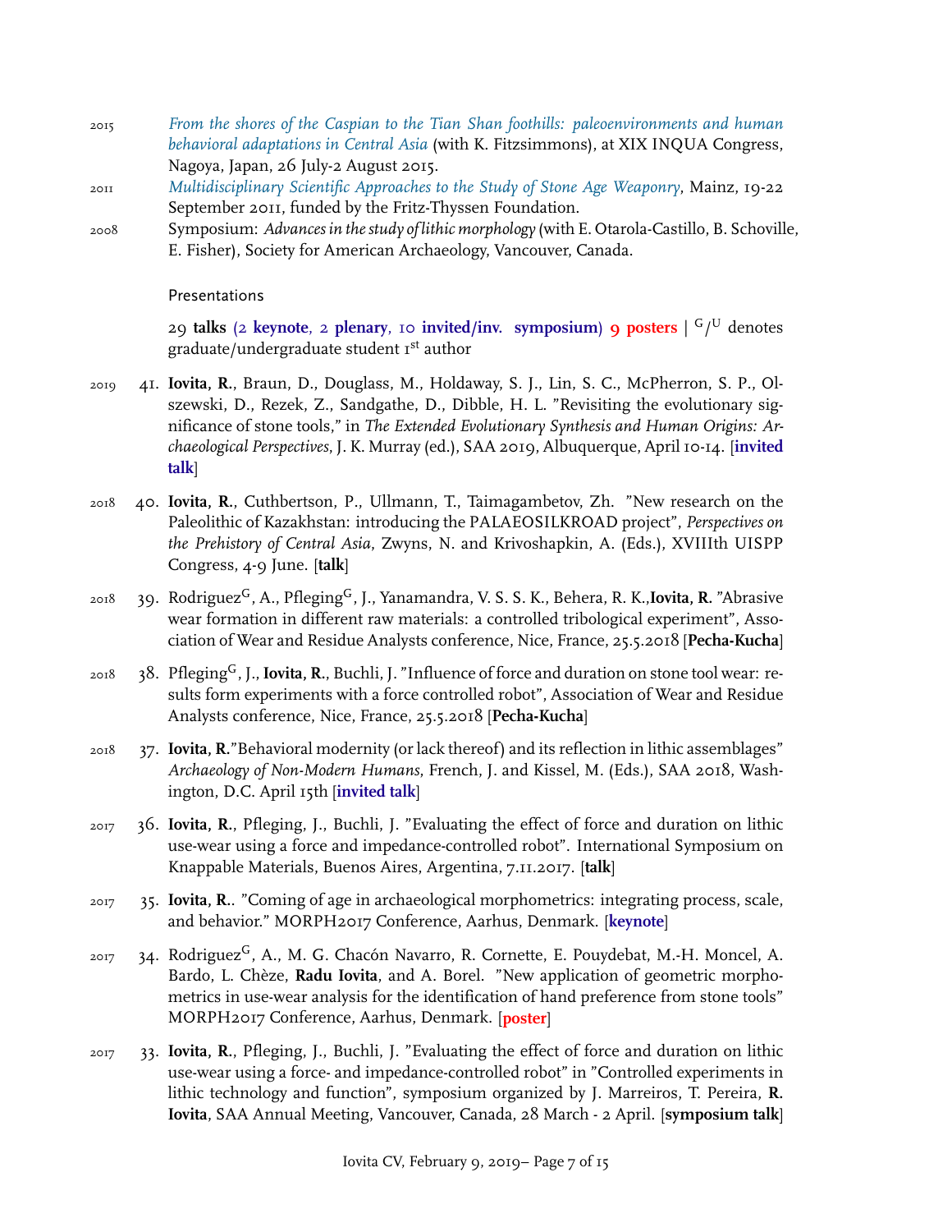2015 *From the shores of the Caspian to the Tian Shan foothills: paleoenvironments and human behavioral adaptations in Central Asia* (with K. Fitzsimmons), at XIX INQUA Congress, Nagoya, Japan, 26 July-2 August 2015.

2011 *Multidisciplinary Scientific Approaches to the Study of Stone Age Weaponry*, Mainz, 19-22 September 2011, funded by the Fritz-Thyssen Foundation.

2008 Symposium: *Advances in the study of lithic morphology* (with E. Otarola-Castillo, B. Schoville, E. Fisher), Society for American Archaeology, Vancouver, Canada.

### Presentations

29 **talks** (2 **keynote**, 2 **plenary**, 10 **invited/inv. symposium**) 9 **posters** | $^{G}/^{U}$ denotes graduate/undergraduate student 1st author

2019 41. **Iovita, R.**, Braun, D., Douglass, M., Holdaway, S. J., Lin, S. C., McPherron, S. P., Olszewski, D., Rezek, Z., Sandgathe, D., Dibble, H. L. "Revisiting the evolutionary significance of stone tools," in *The Extended Evolutionary Synthesis and Human Origins: Archaeological Perspectives*, J. K. Murray (ed.), SAA 2019, Albuquerque, April 10-14. [**invited talk**]

2018 40. **Iovita, R.**, Cuthbertson, P., Ullmann, T., Taimagambetov, Zh. "New research on the Paleolithic of Kazakhstan: introducing the PALAEOSILKROAD project", *Perspectives on the Prehistory of Central Asia*, Zwyns, N. and Krivoshapkin, A. (Eds.), XVIIIth UISPP Congress, 4-9 June. [**talk**]

2018 39. Rodriguez$^{G}$, A., Pfleging$^{G}$, J., Yanamandra, V. S. S. K., Behera, R. K.,**Iovita, R.** "Abrasive wear formation in different raw materials: a controlled tribological experiment", Association of Wear and Residue Analysts conference, Nice, France, 25.5.2018 [**Pecha-Kucha**]

2018 38. Pfleging$^{G}$, J., **Iovita, R.**, Buchli, J. "Influence of force and duration on stone tool wear: results form experiments with a force controlled robot", Association of Wear and Residue Analysts conference, Nice, France, 25.5.2018 [**Pecha-Kucha**]

2018 37. **Iovita, R.**"Behavioral modernity (or lack thereof) and its reflection in lithic assemblages" *Archaeology of Non-Modern Humans*, French, J. and Kissel, M. (Eds.), SAA 2018, Washington, D.C. April 15th [**invited talk**]

2017 36. **Iovita, R.**, Pfleging, J., Buchli, J. "Evaluating the effect of force and duration on lithic use-wear using a force and impedance-controlled robot". International Symposium on Knappable Materials, Buenos Aires, Argentina, 7.11.2017. [**talk**]

2017 35. **Iovita, R.**. "Coming of age in archaeological morphometrics: integrating process, scale, and behavior." MORPH2017 Conference, Aarhus, Denmark. [**keynote**]

2017 34. Rodriguez$^{G}$, A., M. G. Chacón Navarro, R. Cornette, E. Pouydebat, M.-H. Moncel, A. Bardo, L. Chèze, **Radu Iovita**, and A. Borel. "New application of geometric morphometrics in use-wear analysis for the identification of hand preference from stone tools" MORPH2017 Conference, Aarhus, Denmark. [**poster**]

2017 33. **Iovita, R.**, Pfleging, J., Buchli, J. "Evaluating the effect of force and duration on lithic use-wear using a force- and impedance-controlled robot" in "Controlled experiments in lithic technology and function", symposium organized by J. Marreiros, T. Pereira, **R. Iovita**, SAA Annual Meeting, Vancouver, Canada, 28 March - 2 April. [**symposium talk**]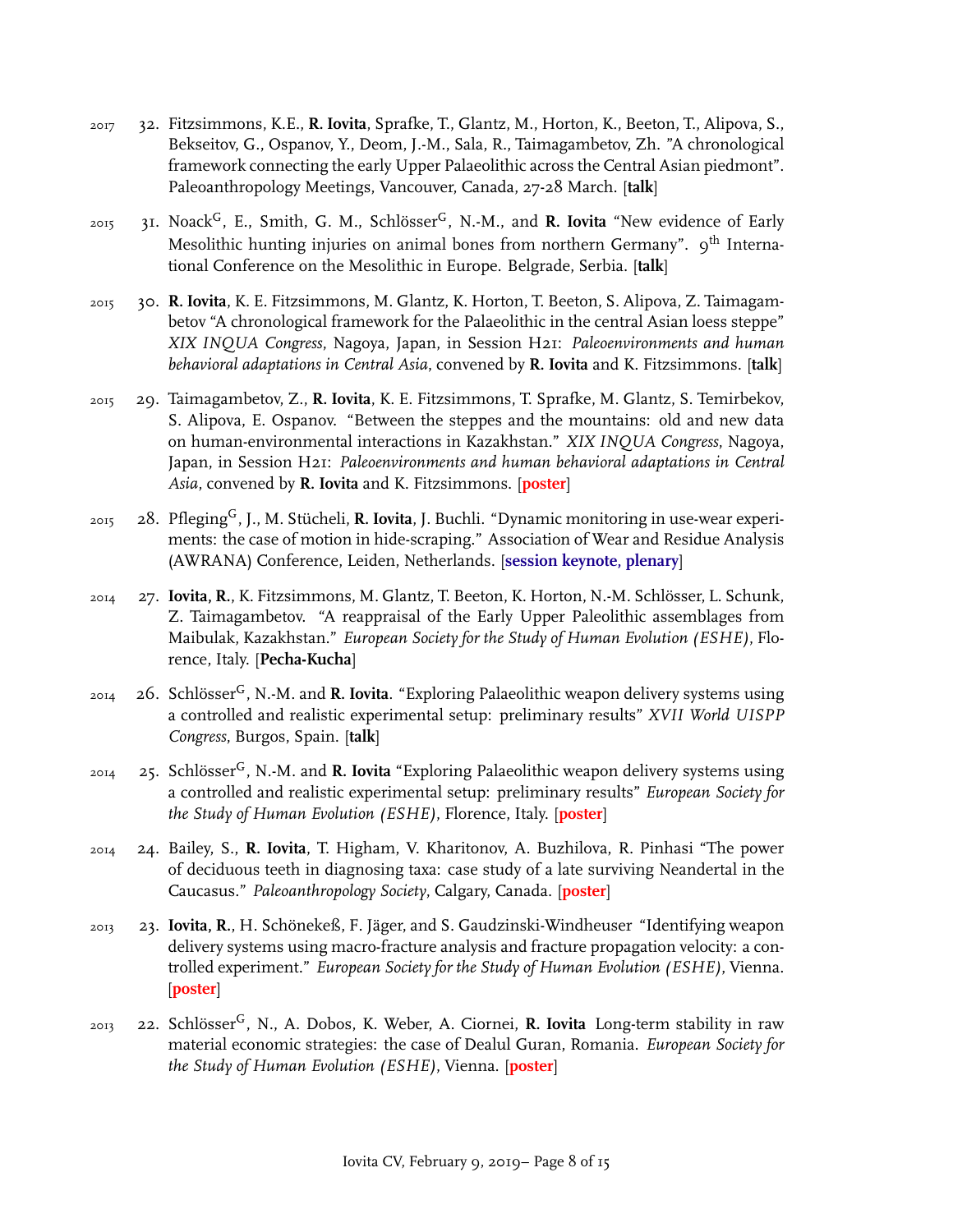2017 32. Fitzsimmons, K.E., **R. Iovita**, Sprafke, T., Glantz, M., Horton, K., Beeton, T., Alipova, S., Bekseitov, G., Ospanov, Y., Deom, J.-M., Sala, R., Taimagambetov, Zh. "A chronological framework connecting the early Upper Palaeolithic across the Central Asian piedmont". Paleoanthropology Meetings, Vancouver, Canada, 27-28 March. [**talk**]

2015 31. Noack[G], E., Smith, G. M., Schlösser[G], N.-M., and **R. Iovita** "New evidence of Early Mesolithic hunting injuries on animal bones from northern Germany". 9th International Conference on the Mesolithic in Europe. Belgrade, Serbia. [**talk**]

2015 30. **R. Iovita**, K. E. Fitzsimmons, M. Glantz, K. Horton, T. Beeton, S. Alipova, Z. Taimagambetov "A chronological framework for the Palaeolithic in the central Asian loess steppe" *XIX INQUA Congress*, Nagoya, Japan, in Session H21: *Paleoenvironments and human behavioral adaptations in Central Asia*, convened by **R. Iovita** and K. Fitzsimmons. [**talk**]

2015 29. Taimagambetov, Z., **R. Iovita**, K. E. Fitzsimmons, T. Sprafke, M. Glantz, S. Temirbekov, S. Alipova, E. Ospanov. "Between the steppes and the mountains: old and new data on human-environmental interactions in Kazakhstan." *XIX INQUA Congress*, Nagoya, Japan, in Session H21: *Paleoenvironments and human behavioral adaptations in Central Asia*, convened by **R. Iovita** and K. Fitzsimmons. [**poster**]

2015 28. Pfleging[G], J., M. Stücheli, **R. Iovita**, J. Buchli. "Dynamic monitoring in use-wear experiments: the case of motion in hide-scraping." Association of Wear and Residue Analysis (AWRANA) Conference, Leiden, Netherlands. [**session keynote, plenary**]

2014 27. **Iovita, R.**, K. Fitzsimmons, M. Glantz, T. Beeton, K. Horton, N.-M. Schlösser, L. Schunk, Z. Taimagambetov. "A reappraisal of the Early Upper Paleolithic assemblages from Maibulak, Kazakhstan." *European Society for the Study of Human Evolution (ESHE)*, Florence, Italy. [**Pecha-Kucha**]

2014 26. Schlösser[G], N.-M. and **R. Iovita**. "Exploring Palaeolithic weapon delivery systems using a controlled and realistic experimental setup: preliminary results" *XVII World UISPP Congress*, Burgos, Spain. [**talk**]

2014 25. Schlösser[G], N.-M. and **R. Iovita** "Exploring Palaeolithic weapon delivery systems using a controlled and realistic experimental setup: preliminary results" *European Society for the Study of Human Evolution (ESHE)*, Florence, Italy. [**poster**]

2014 24. Bailey, S., **R. Iovita**, T. Higham, V. Kharitonov, A. Buzhilova, R. Pinhasi "The power of deciduous teeth in diagnosing taxa: case study of a late surviving Neandertal in the Caucasus." *Paleoanthropology Society*, Calgary, Canada. [**poster**]

2013 23. **Iovita, R.**, H. Schönekeß, F. Jäger, and S. Gaudzinski-Windheuser "Identifying weapon delivery systems using macro-fracture analysis and fracture propagation velocity: a controlled experiment." *European Society for the Study of Human Evolution (ESHE)*, Vienna. [**poster**]

2013 22. Schlösser[G], N., A. Dobos, K. Weber, A. Ciornei, **R. Iovita** Long-term stability in raw material economic strategies: the case of Dealul Guran, Romania. *European Society for the Study of Human Evolution (ESHE)*, Vienna. [**poster**]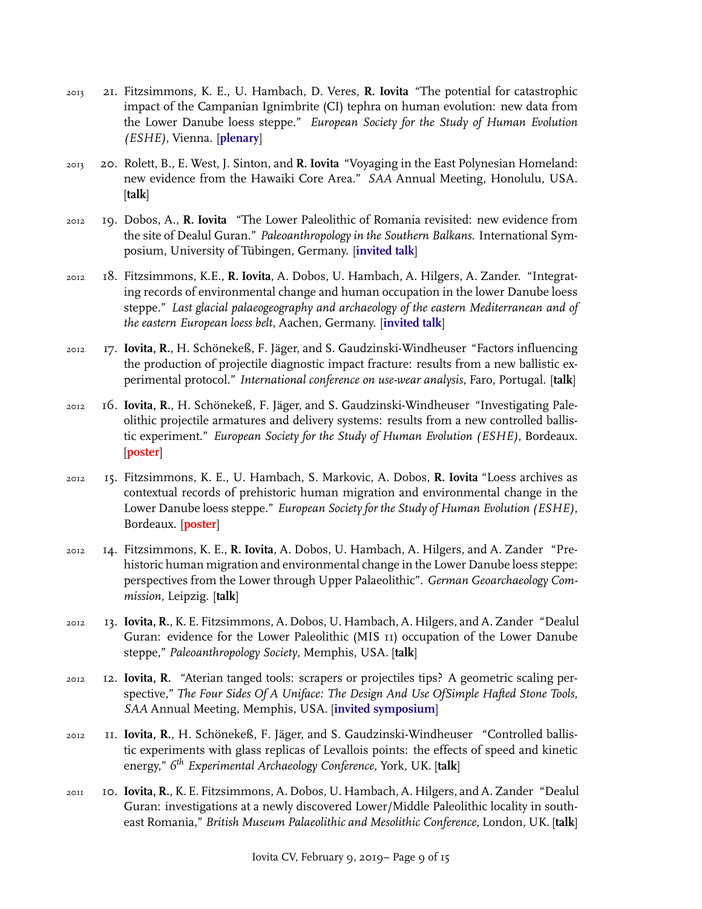2013 21. Fitzsimmons, K. E., U. Hambach, D. Veres, **R. Iovita** "The potential for catastrophic impact of the Campanian Ignimbrite (CI) tephra on human evolution: new data from the Lower Danube loess steppe." *European Society for the Study of Human Evolution (ESHE)*, Vienna. [**plenary**]

2013 20. Rolett, B., E. West, J. Sinton, and **R. Iovita** "Voyaging in the East Polynesian Homeland: new evidence from the Hawaiki Core Area." *SAA* Annual Meeting, Honolulu, USA. [**talk**]

2012 19. Dobos, A., **R. Iovita** "The Lower Paleolithic of Romania revisited: new evidence from the site of Dealul Guran." *Paleoanthropology in the Southern Balkans.* International Symposium, University of Tübingen, Germany. [**invited talk**]

2012 18. Fitzsimmons, K.E., **R. Iovita**, A. Dobos, U. Hambach, A. Hilgers, A. Zander. "Integrating records of environmental change and human occupation in the lower Danube loess steppe." *Last glacial palaeogeography and archaeology of the eastern Mediterranean and of the eastern European loess belt*, Aachen, Germany. [**invited talk**]

2012 17. **Iovita, R.**, H. Schönekeß, F. Jäger, and S. Gaudzinski-Windheuser "Factors influencing the production of projectile diagnostic impact fracture: results from a new ballistic experimental protocol." *International conference on use-wear analysis*, Faro, Portugal. [**talk**]

2012 16. **Iovita, R.**, H. Schönekeß, F. Jäger, and S. Gaudzinski-Windheuser "Investigating Paleolithic projectile armatures and delivery systems: results from a new controlled ballistic experiment." *European Society for the Study of Human Evolution (ESHE)*, Bordeaux. [**poster**]

2012 15. Fitzsimmons, K. E., U. Hambach, S. Markovic, A. Dobos, **R. Iovita** "Loess archives as contextual records of prehistoric human migration and environmental change in the Lower Danube loess steppe." *European Society for the Study of Human Evolution (ESHE)*, Bordeaux. [**poster**]

2012 14. Fitzsimmons, K. E., **R. Iovita**, A. Dobos, U. Hambach, A. Hilgers, and A. Zander "Prehistoric human migration and environmental change in the Lower Danube loess steppe: perspectives from the Lower through Upper Palaeolithic". *German Geoarchaeology Commission*, Leipzig. [**talk**]

2012 13. **Iovita, R.**, K. E. Fitzsimmons, A. Dobos, U. Hambach, A. Hilgers, and A. Zander "Dealul Guran: evidence for the Lower Paleolithic (MIS 11) occupation of the Lower Danube steppe," *Paleoanthropology Society*, Memphis, USA. [**talk**]

2012 12. **Iovita, R.** "Aterian tanged tools: scrapers or projectiles tips? A geometric scaling perspective," *The Four Sides Of A Uniface: The Design And Use OfSimple Hafted Stone Tools, SAA* Annual Meeting, Memphis, USA. [**invited symposium**]

2012 11. **Iovita, R.**, H. Schönekeß, F. Jäger, and S. Gaudzinski-Windheuser "Controlled ballistic experiments with glass replicas of Levallois points: the effects of speed and kinetic energy," *6th Experimental Archaeology Conference,* York, UK. [**talk**]

2011 10. **Iovita, R.**, K. E. Fitzsimmons, A. Dobos, U. Hambach, A. Hilgers, and A. Zander "Dealul Guran: investigations at a newly discovered Lower/Middle Paleolithic locality in southeast Romania," *British Museum Palaeolithic and Mesolithic Conference,* London, UK. [**talk**]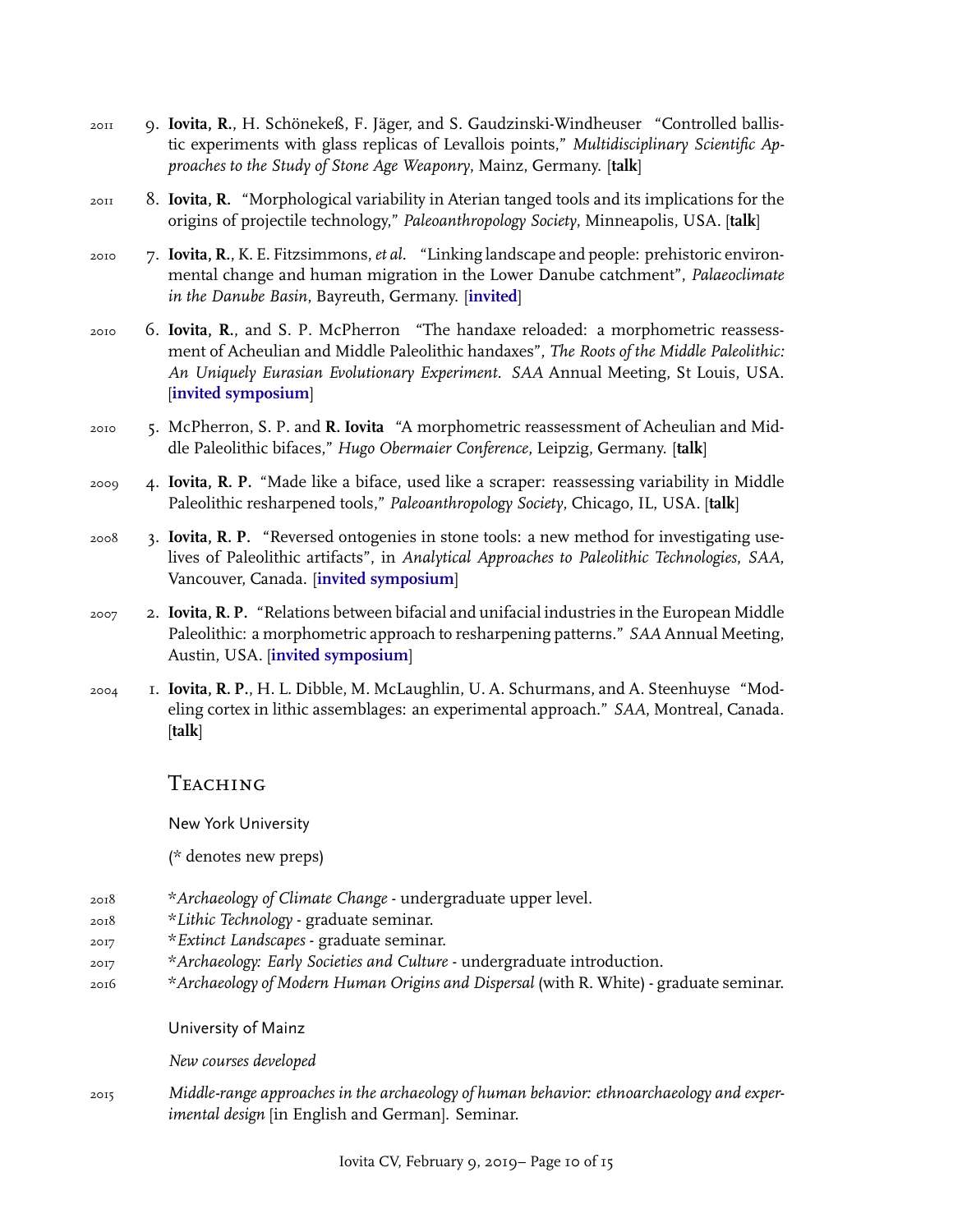2011 9. **Iovita, R.**, H. Schönekeß, F. Jäger, and S. Gaudzinski-Windheuser "Controlled ballistic experiments with glass replicas of Levallois points," *Multidisciplinary Scientific Approaches to the Study of Stone Age Weaponry*, Mainz, Germany. [**talk**]

2011 8. **Iovita, R.** "Morphological variability in Aterian tanged tools and its implications for the origins of projectile technology," *Paleoanthropology Society*, Minneapolis, USA. [**talk**]

2010 7. **Iovita, R.**, K. E. Fitzsimmons, *et al.* "Linking landscape and people: prehistoric environmental change and human migration in the Lower Danube catchment", *Palaeoclimate in the Danube Basin*, Bayreuth, Germany. [**invited**]

2010 6. **Iovita, R.**, and S. P. McPherron "The handaxe reloaded: a morphometric reassessment of Acheulian and Middle Paleolithic handaxes", *The Roots of the Middle Paleolithic: An Uniquely Eurasian Evolutionary Experiment*. *SAA* Annual Meeting, St Louis, USA. [**invited symposium**]

2010 5. McPherron, S. P. and **R. Iovita** "A morphometric reassessment of Acheulian and Middle Paleolithic bifaces," *Hugo Obermaier Conference*, Leipzig, Germany. [**talk**]

2009 4. **Iovita, R. P.** "Made like a biface, used like a scraper: reassessing variability in Middle Paleolithic resharpened tools," *Paleoanthropology Society*, Chicago, IL, USA. [**talk**]

2008 3. **Iovita, R. P.** "Reversed ontogenies in stone tools: a new method for investigating uselives of Paleolithic artifacts", in *Analytical Approaches to Paleolithic Technologies*, *SAA*, Vancouver, Canada. [**invited symposium**]

2007 2. **Iovita, R. P.** "Relations between bifacial and unifacial industries in the European Middle Paleolithic: a morphometric approach to resharpening patterns." *SAA* Annual Meeting, Austin, USA. [**invited symposium**]

2004 1. **Iovita, R. P.**, H. L. Dibble, M. McLaughlin, U. A. Schurmans, and A. Steenhuyse "Modeling cortex in lithic assemblages: an experimental approach." *SAA*, Montreal, Canada. [**talk**]

## Teaching

### New York University

(* denotes new preps)

2018 **Archaeology of Climate Change* - undergraduate upper level.
2018 **Lithic Technology* - graduate seminar.
2017 **Extinct Landscapes* - graduate seminar.
2017 **Archaeology: Early Societies and Culture* - undergraduate introduction.
2016 **Archaeology of Modern Human Origins and Dispersal* (with R. White) - graduate seminar.

### University of Mainz

*New courses developed*

2015 *Middle-range approaches in the archaeology of human behavior: ethnoarchaeology and experimental design* [in English and German]. Seminar.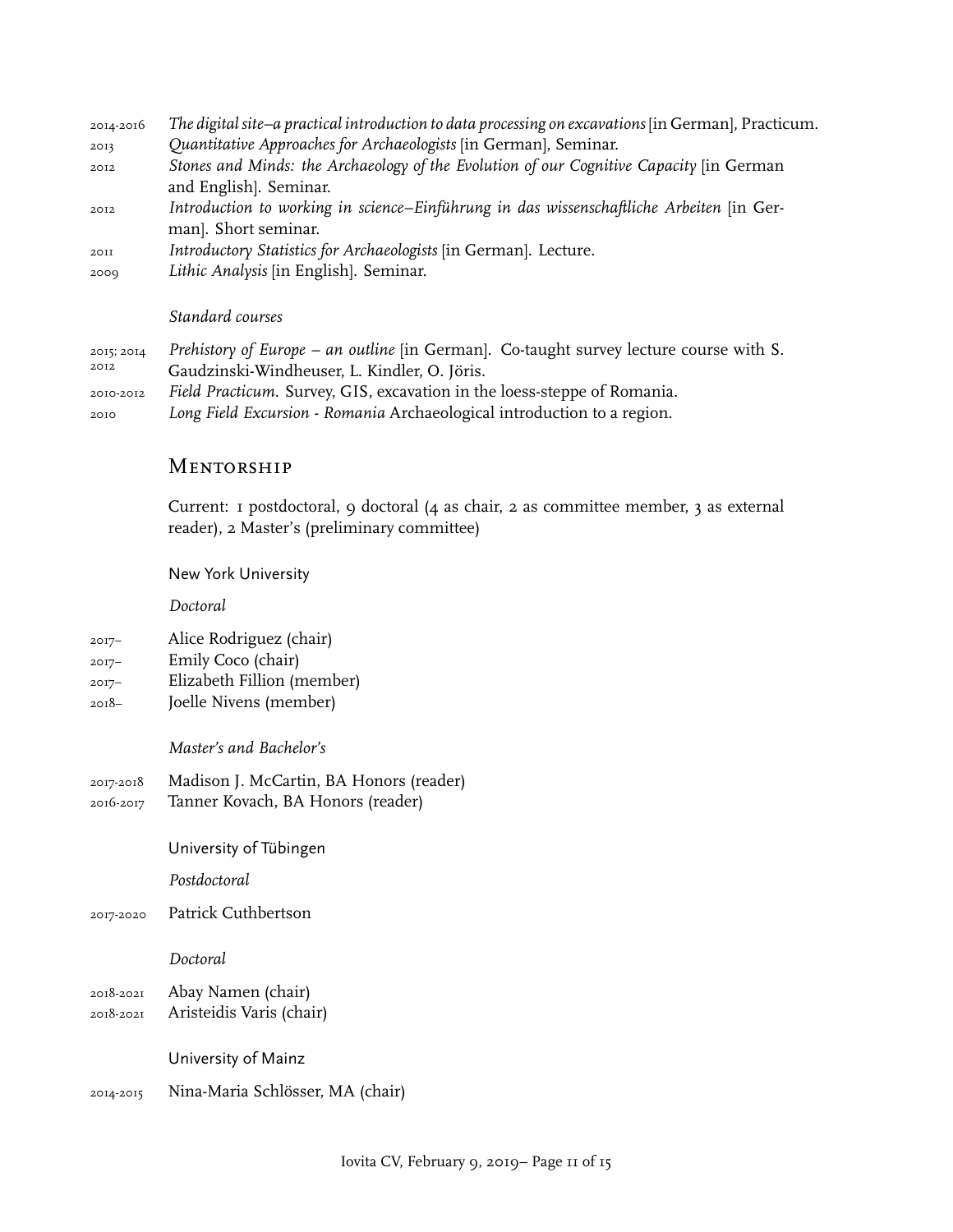2014-2016 *The digital site–a practical introduction to data processing on excavations* [in German], Practicum.

2013 *Quantitative Approaches for Archaeologists* [in German], Seminar.

2012 *Stones and Minds: the Archaeology of the Evolution of our Cognitive Capacity* [in German and English]. Seminar.

2012 *Introduction to working in science–Einführung in das wissenschaftliche Arbeiten* [in German]. Short seminar.

2011 *Introductory Statistics for Archaeologists* [in German]. Lecture.

2009 *Lithic Analysis* [in English]. Seminar.

*Standard courses*

2015; 2014; 2012 *Prehistory of Europe – an outline* [in German]. Co-taught survey lecture course with S. Gaudzinski-Windheuser, L. Kindler, O. Jöris.

2010-2012 *Field Practicum*. Survey, GIS, excavation in the loess-steppe of Romania.

2010 *Long Field Excursion - Romania* Archaeological introduction to a region.

## Mentorship

Current: 1 postdoctoral, 9 doctoral (4 as chair, 2 as committee member, 3 as external reader), 2 Master's (preliminary committee)

### New York University

*Doctoral*

2017– Alice Rodriguez (chair)

2017– Emily Coco (chair)

2017– Elizabeth Fillion (member)

2018– Joelle Nivens (member)

*Master's and Bachelor's*

2017-2018 Madison J. McCartin, BA Honors (reader)

2016-2017 Tanner Kovach, BA Honors (reader)

### University of Tübingen

*Postdoctoral*

2017-2020 Patrick Cuthbertson

*Doctoral*

2018-2021 Abay Namen (chair)

2018-2021 Aristeidis Varis (chair)

### University of Mainz

2014-2015 Nina-Maria Schlösser, MA (chair)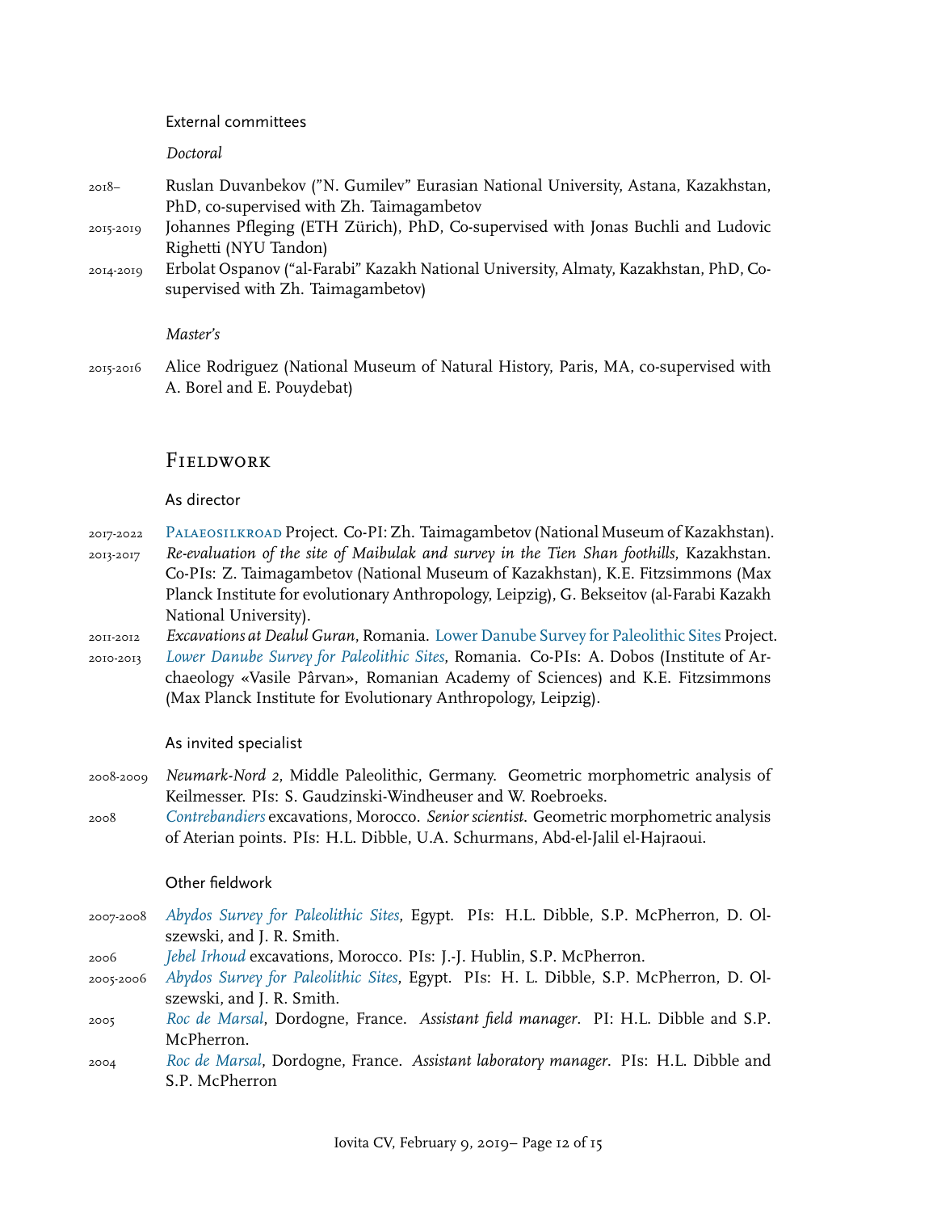### External committees

*Doctoral*

2018– Ruslan Duvanbekov ("N. Gumilev" Eurasian National University, Astana, Kazakhstan, PhD, co-supervised with Zh. Taimagambetov

2015-2019 Johannes Pfleging (ETH Zürich), PhD, Co-supervised with Jonas Buchli and Ludovic Righetti (NYU Tandon)

2014-2019 Erbolat Ospanov ("al-Farabi" Kazakh National University, Almaty, Kazakhstan, PhD, Co-supervised with Zh. Taimagambetov)

*Master's*

2015-2016 Alice Rodriguez (National Museum of Natural History, Paris, MA, co-supervised with A. Borel and E. Pouydebat)

## Fieldwork

### As director

2017-2022 Palaeosilkroad Project. Co-PI: Zh. Taimagambetov (National Museum of Kazakhstan).

2013-2017 *Re-evaluation of the site of Maibulak and survey in the Tien Shan foothills*, Kazakhstan. Co-PIs: Z. Taimagambetov (National Museum of Kazakhstan), K.E. Fitzsimmons (Max Planck Institute for evolutionary Anthropology, Leipzig), G. Bekseitov (al-Farabi Kazakh National University).

2011-2012 *Excavations at Dealul Guran*, Romania. Lower Danube Survey for Paleolithic Sites Project.

2010-2013 *Lower Danube Survey for Paleolithic Sites*, Romania. Co-PIs: A. Dobos (Institute of Archaeology «Vasile Pârvan», Romanian Academy of Sciences) and K.E. Fitzsimmons (Max Planck Institute for Evolutionary Anthropology, Leipzig).

### As invited specialist

2008-2009 *Neumark-Nord 2*, Middle Paleolithic, Germany. Geometric morphometric analysis of Keilmesser. PIs: S. Gaudzinski-Windheuser and W. Roebroeks.

2008 *Contrebandiers* excavations, Morocco. *Senior scientist*. Geometric morphometric analysis of Aterian points. PIs: H.L. Dibble, U.A. Schurmans, Abd-el-Jalil el-Hajraoui.

### Other fieldwork

2007-2008 *Abydos Survey for Paleolithic Sites*, Egypt. PIs: H.L. Dibble, S.P. McPherron, D. Olszewski, and J. R. Smith.

2006 *Jebel Irhoud* excavations, Morocco. PIs: J.-J. Hublin, S.P. McPherron.

2005-2006 *Abydos Survey for Paleolithic Sites*, Egypt. PIs: H. L. Dibble, S.P. McPherron, D. Olszewski, and J. R. Smith.

2005 *Roc de Marsal*, Dordogne, France. *Assistant field manager*. PI: H.L. Dibble and S.P. McPherron.

2004 *Roc de Marsal*, Dordogne, France. *Assistant laboratory manager*. PIs: H.L. Dibble and S.P. McPherron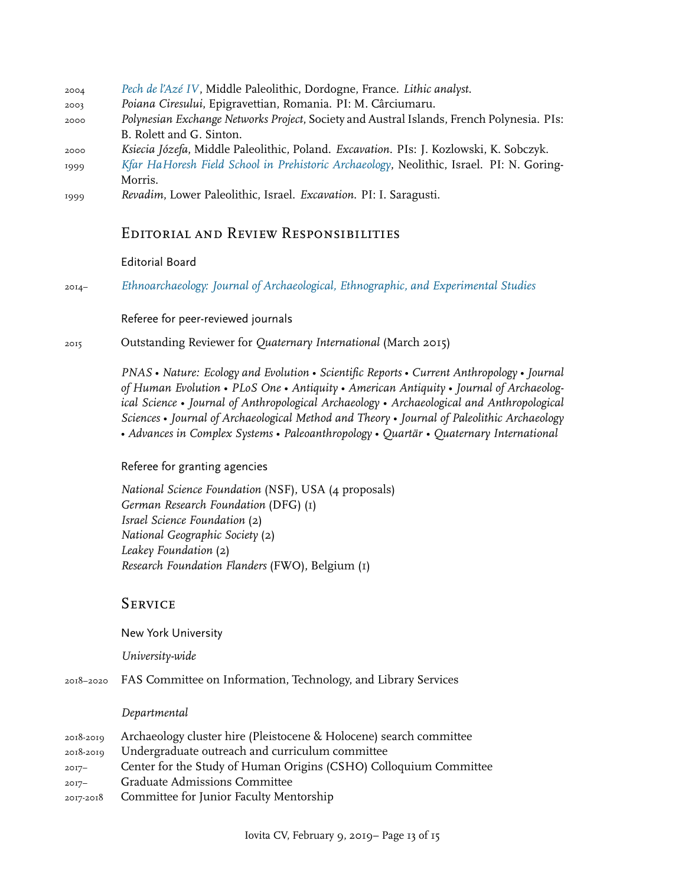2004 *Pech de l'Azé IV*, Middle Paleolithic, Dordogne, France. *Lithic analyst.*

2003 *Poiana Ciresului*, Epigravettian, Romania. PI: M. Cârciumaru.

2000 *Polynesian Exchange Networks Project*, Society and Austral Islands, French Polynesia. PIs: B. Rolett and G. Sinton.

2000 *Ksiecia Józefa*, Middle Paleolithic, Poland. *Excavation.* PIs: J. Kozlowski, K. Sobczyk.

1999 *Kfar HaHoresh Field School in Prehistoric Archaeology*, Neolithic, Israel. PI: N. Goring-Morris.

1999 *Revadim*, Lower Paleolithic, Israel. *Excavation.* PI: I. Saragusti.

## Editorial and Review Responsibilities

### Editorial Board

2014– *Ethnoarchaeology: Journal of Archaeological, Ethnographic, and Experimental Studies*

### Referee for peer-reviewed journals

2015 Outstanding Reviewer for *Quaternary International* (March 2015)

*PNAS* • *Nature: Ecology and Evolution* • *Scientific Reports* • *Current Anthropology* • *Journal of Human Evolution* • *PLoS One* • *Antiquity* • *American Antiquity* • *Journal of Archaeological Science* • *Journal of Anthropological Archaeology* • *Archaeological and Anthropological Sciences* • *Journal of Archaeological Method and Theory* • *Journal of Paleolithic Archaeology* • *Advances in Complex Systems* • *Paleoanthropology* • *Quartär* • *Quaternary International*

### Referee for granting agencies

*National Science Foundation* (NSF), USA (4 proposals)
*German Research Foundation* (DFG) (1)
*Israel Science Foundation* (2)
*National Geographic Society* (2)
*Leakey Foundation* (2)
*Research Foundation Flanders* (FWO), Belgium (1)

## Service

### New York University

*University-wide*

2018–2020 FAS Committee on Information, Technology, and Library Services

*Departmental*

2018-2019 Archaeology cluster hire (Pleistocene & Holocene) search committee

2018-2019 Undergraduate outreach and curriculum committee

2017– Center for the Study of Human Origins (CSHO) Colloquium Committee

2017– Graduate Admissions Committee

2017-2018 Committee for Junior Faculty Mentorship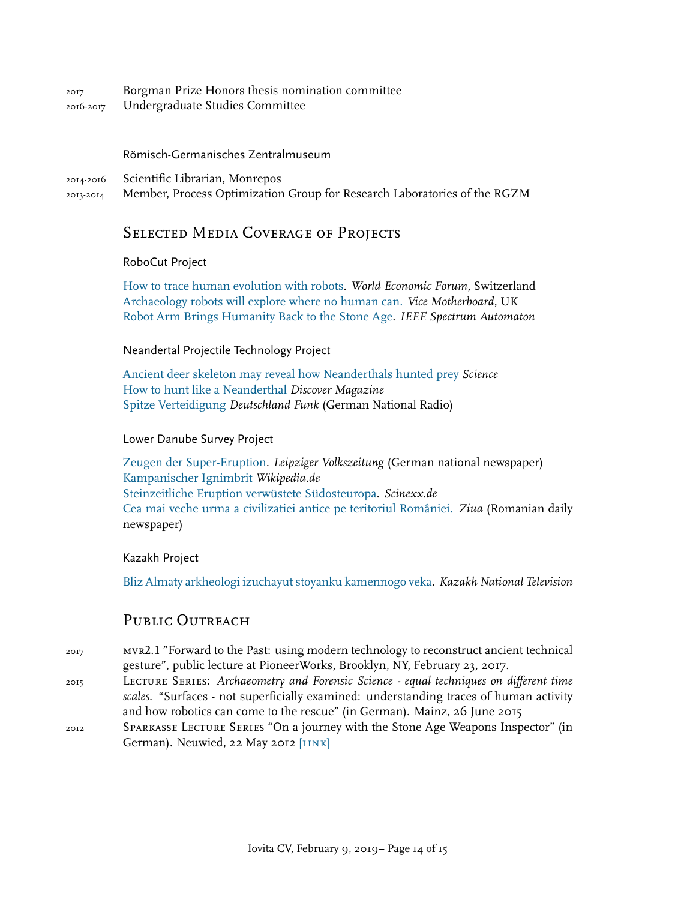2017 Borgman Prize Honors thesis nomination committee
2016-2017 Undergraduate Studies Committee

### Römisch-Germanisches Zentralmuseum

2014-2016 Scientific Librarian, Monrepos
2013-2014 Member, Process Optimization Group for Research Laboratories of the RGZM

## Selected Media Coverage of Projects

### RoboCut Project

How to trace human evolution with robots. *World Economic Forum*, Switzerland
Archaeology robots will explore where no human can. *Vice Motherboard*, UK
Robot Arm Brings Humanity Back to the Stone Age. *IEEE Spectrum Automaton*

### Neandertal Projectile Technology Project

Ancient deer skeleton may reveal how Neanderthals hunted prey *Science*
How to hunt like a Neanderthal *Discover Magazine*
Spitze Verteidigung *Deutschland Funk* (German National Radio)

### Lower Danube Survey Project

Zeugen der Super-Eruption. *Leipziger Volkszeitung* (German national newspaper)
Kampanischer Ignimbrit *Wikipedia.de*
Steinzeitliche Eruption verwüstete Südosteuropa. *Scinexx.de*
Cea mai veche urma a civilizatiei antice pe teritoriul României. *Ziua* (Romanian daily newspaper)

### Kazakh Project

Bliz Almaty arkheologi izuchayut stoyanku kamennogo veka. *Kazakh National Television*

## Public Outreach

2017 mvr2.1 "Forward to the Past: using modern technology to reconstruct ancient technical gesture", public lecture at PioneerWorks, Brooklyn, NY, February 23, 2017.

2015 Lecture Series: *Archaeometry and Forensic Science - equal techniques on different time scales*. "Surfaces - not superficially examined: understanding traces of human activity and how robotics can come to the rescue" (in German). Mainz, 26 June 2015

2012 Sparkasse Lecture Series "On a journey with the Stone Age Weapons Inspector" (in German). Neuwied, 22 May 2012 [link]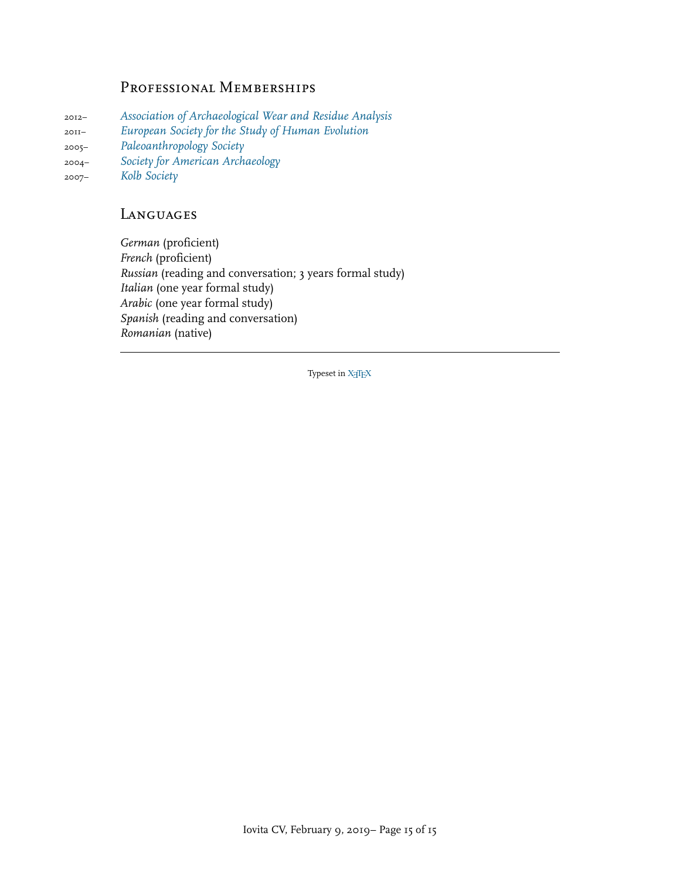## Professional Memberships

2012– *Association of Archaeological Wear and Residue Analysis*
2011– *European Society for the Study of Human Evolution*
2005– *Paleoanthropology Society*
2004– *Society for American Archaeology*
2007– *Kolb Society*

## Languages

*German* (proficient)
*French* (proficient)
*Russian* (reading and conversation; 3 years formal study)
*Italian* (one year formal study)
*Arabic* (one year formal study)
*Spanish* (reading and conversation)
*Romanian* (native)

---

Typeset in XeTeX